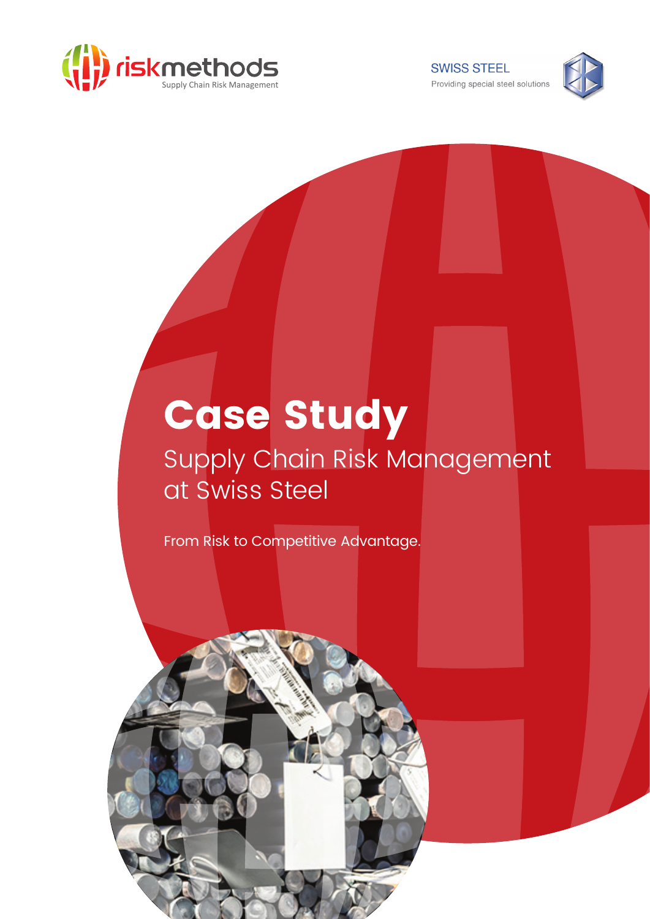riskmethods
Supply Chain Risk Management

SWISS STEEL
Providing special steel solutions

# Case Study

## Supply Chain Risk Management at Swiss Steel

From Risk to Competitive Advantage.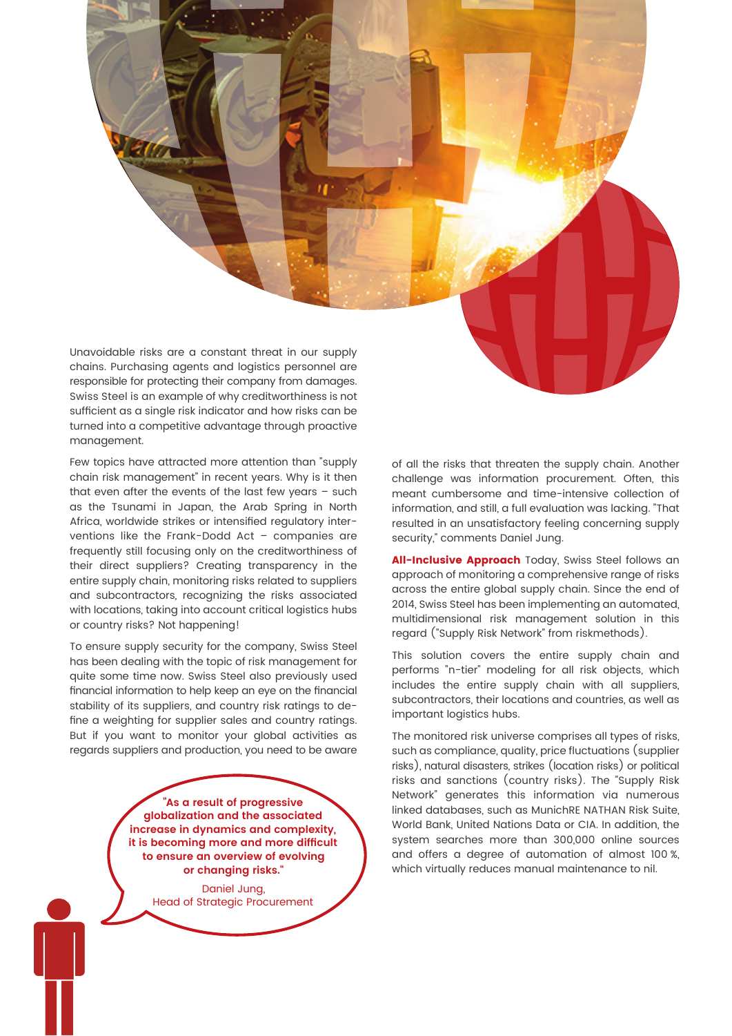Unavoidable risks are a constant threat in our supply chains. Purchasing agents and logistics personnel are responsible for protecting their company from damages. Swiss Steel is an example of why creditworthiness is not sufficient as a single risk indicator and how risks can be turned into a competitive advantage through proactive management.

Few topics have attracted more attention than "supply chain risk management" in recent years. Why is it then that even after the events of the last few years – such as the Tsunami in Japan, the Arab Spring in North Africa, worldwide strikes or intensified regulatory interventions like the Frank-Dodd Act – companies are frequently still focusing only on the creditworthiness of their direct suppliers? Creating transparency in the entire supply chain, monitoring risks related to suppliers and subcontractors, recognizing the risks associated with locations, taking into account critical logistics hubs or country risks? Not happening!

To ensure supply security for the company, Swiss Steel has been dealing with the topic of risk management for quite some time now. Swiss Steel also previously used financial information to help keep an eye on the financial stability of its suppliers, and country risk ratings to define a weighting for supplier sales and country ratings. But if you want to monitor your global activities as regards suppliers and production, you need to be aware of all the risks that threaten the supply chain. Another challenge was information procurement. Often, this meant cumbersome and time-intensive collection of information, and still, a full evaluation was lacking. "That resulted in an unsatisfactory feeling concerning supply security," comments Daniel Jung.

> **"As a result of progressive globalization and the associated increase in dynamics and complexity, it is becoming more and more difficult to ensure an overview of evolving or changing risks."**
>
> Daniel Jung,
> Head of Strategic Procurement

**All-Inclusive Approach** Today, Swiss Steel follows an approach of monitoring a comprehensive range of risks across the entire global supply chain. Since the end of 2014, Swiss Steel has been implementing an automated, multidimensional risk management solution in this regard ("Supply Risk Network" from riskmethods).

This solution covers the entire supply chain and performs "n-tier" modeling for all risk objects, which includes the entire supply chain with all suppliers, subcontractors, their locations and countries, as well as important logistics hubs.

The monitored risk universe comprises all types of risks, such as compliance, quality, price fluctuations (supplier risks), natural disasters, strikes (location risks) or political risks and sanctions (country risks). The "Supply Risk Network" generates this information via numerous linked databases, such as MunichRE NATHAN Risk Suite, World Bank, United Nations Data or CIA. In addition, the system searches more than 300,000 online sources and offers a degree of automation of almost 100 %, which virtually reduces manual maintenance to nil.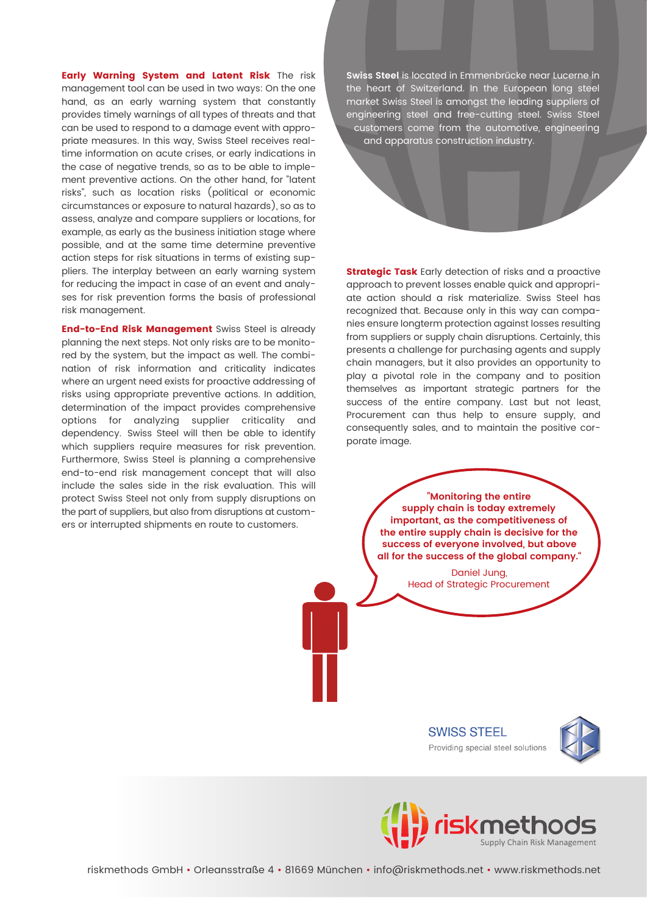**Early Warning System and Latent Risk** The risk management tool can be used in two ways: On the one hand, as an early warning system that constantly provides timely warnings of all types of threats and that can be used to respond to a damage event with appropriate measures. In this way, Swiss Steel receives real-time information on acute crises, or early indications in the case of negative trends, so as to be able to implement preventive actions. On the other hand, for "latent risks", such as location risks (political or economic circumstances or exposure to natural hazards), so as to assess, analyze and compare suppliers or locations, for example, as early as the business initiation stage where possible, and at the same time determine preventive action steps for risk situations in terms of existing suppliers. The interplay between an early warning system for reducing the impact in case of an event and analyses for risk prevention forms the basis of professional risk management.

**End-to-End Risk Management** Swiss Steel is already planning the next steps. Not only risks are to be monitored by the system, but the impact as well. The combination of risk information and criticality indicates where an urgent need exists for proactive addressing of risks using appropriate preventive actions. In addition, determination of the impact provides comprehensive options for analyzing supplier criticality and dependency. Swiss Steel will then be able to identify which suppliers require measures for risk prevention. Furthermore, Swiss Steel is planning a comprehensive end-to-end risk management concept that will also include the sales side in the risk evaluation. This will protect Swiss Steel not only from supply disruptions on the part of suppliers, but also from disruptions at customers or interrupted shipments en route to customers.

**Swiss Steel** is located in Emmenbrücke near Lucerne in the heart of Switzerland. In the European long steel market Swiss Steel is amongst the leading suppliers of engineering steel and free-cutting steel. Swiss Steel customers come from the automotive, engineering and apparatus construction industry.

**Strategic Task** Early detection of risks and a proactive approach to prevent losses enable quick and appropriate action should a risk materialize. Swiss Steel has recognized that. Because only in this way can companies ensure longterm protection against losses resulting from suppliers or supply chain disruptions. Certainly, this presents a challenge for purchasing agents and supply chain managers, but it also provides an opportunity to play a pivotal role in the company and to position themselves as important strategic partners for the success of the entire company. Last but not least, Procurement can thus help to ensure supply, and consequently sales, and to maintain the positive corporate image.

**"Monitoring the entire supply chain is today extremely important, as the competitiveness of the entire supply chain is decisive for the success of everyone involved, but above all for the success of the global company."**

Daniel Jung,
Head of Strategic Procurement

SWISS STEEL
Providing special steel solutions

riskmethods
Supply Chain Risk Management

riskmethods GmbH • Orleansstraße 4 • 81669 München • info@riskmethods.net • www.riskmethods.net